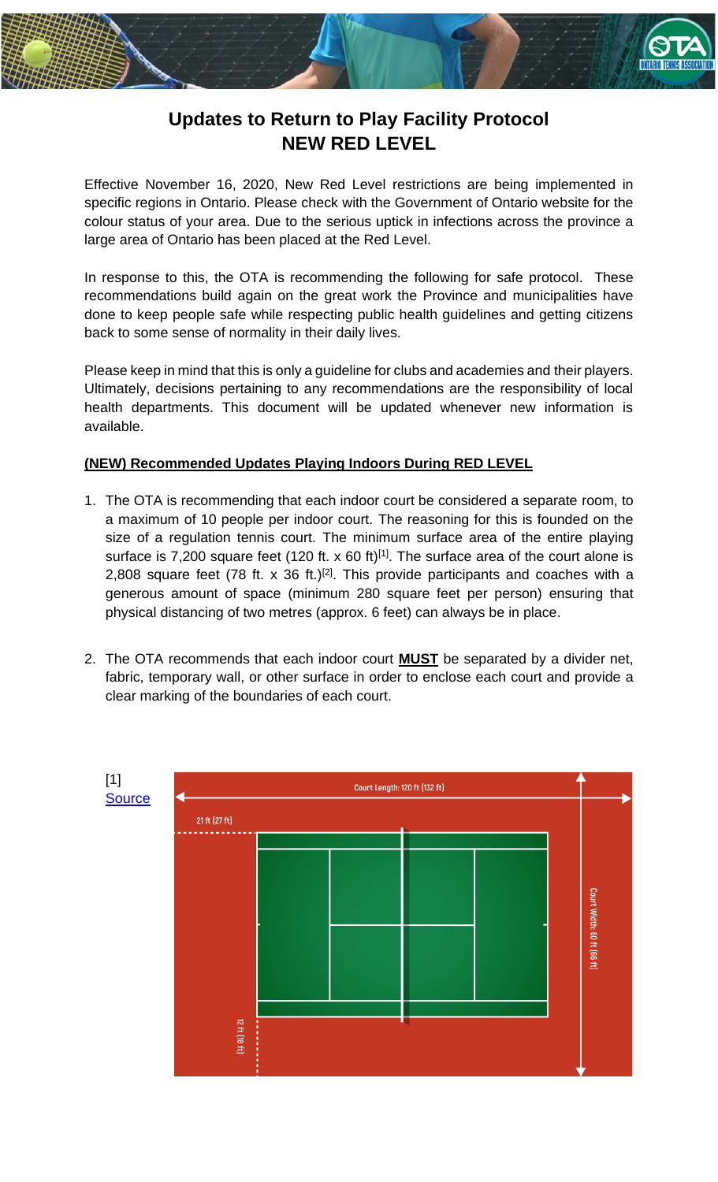# Updates to Return to Play Facility Protocol
## NEW RED LEVEL

Effective November 16, 2020, New Red Level restrictions are being implemented in specific regions in Ontario. Please check with the Government of Ontario website for the colour status of your area. Due to the serious uptick in infections across the province a large area of Ontario has been placed at the Red Level.

In response to this, the OTA is recommending the following for safe protocol. These recommendations build again on the great work the Province and municipalities have done to keep people safe while respecting public health guidelines and getting citizens back to some sense of normality in their daily lives.

Please keep in mind that this is only a guideline for clubs and academies and their players. Ultimately, decisions pertaining to any recommendations are the responsibility of local health departments. This document will be updated whenever new information is available.

**(NEW) Recommended Updates Playing Indoors During RED LEVEL**

1. The OTA is recommending that each indoor court be considered a separate room, to a maximum of 10 people per indoor court. The reasoning for this is founded on the size of a regulation tennis court. The minimum surface area of the entire playing surface is 7,200 square feet (120 ft. x 60 ft)[1]. The surface area of the court alone is 2,808 square feet (78 ft. x 36 ft.)[2]. This provide participants and coaches with a generous amount of space (minimum 280 square feet per person) ensuring that physical distancing of two metres (approx. 6 feet) can always be in place.

2. The OTA recommends that each indoor court **MUST** be separated by a divider net, fabric, temporary wall, or other surface in order to enclose each court and provide a clear marking of the boundaries of each court.

[1] Source

Court Length: 120 ft (132 ft)

21 ft (27 ft)

12 ft (18 ft)

Court Width: 60 ft (66 ft)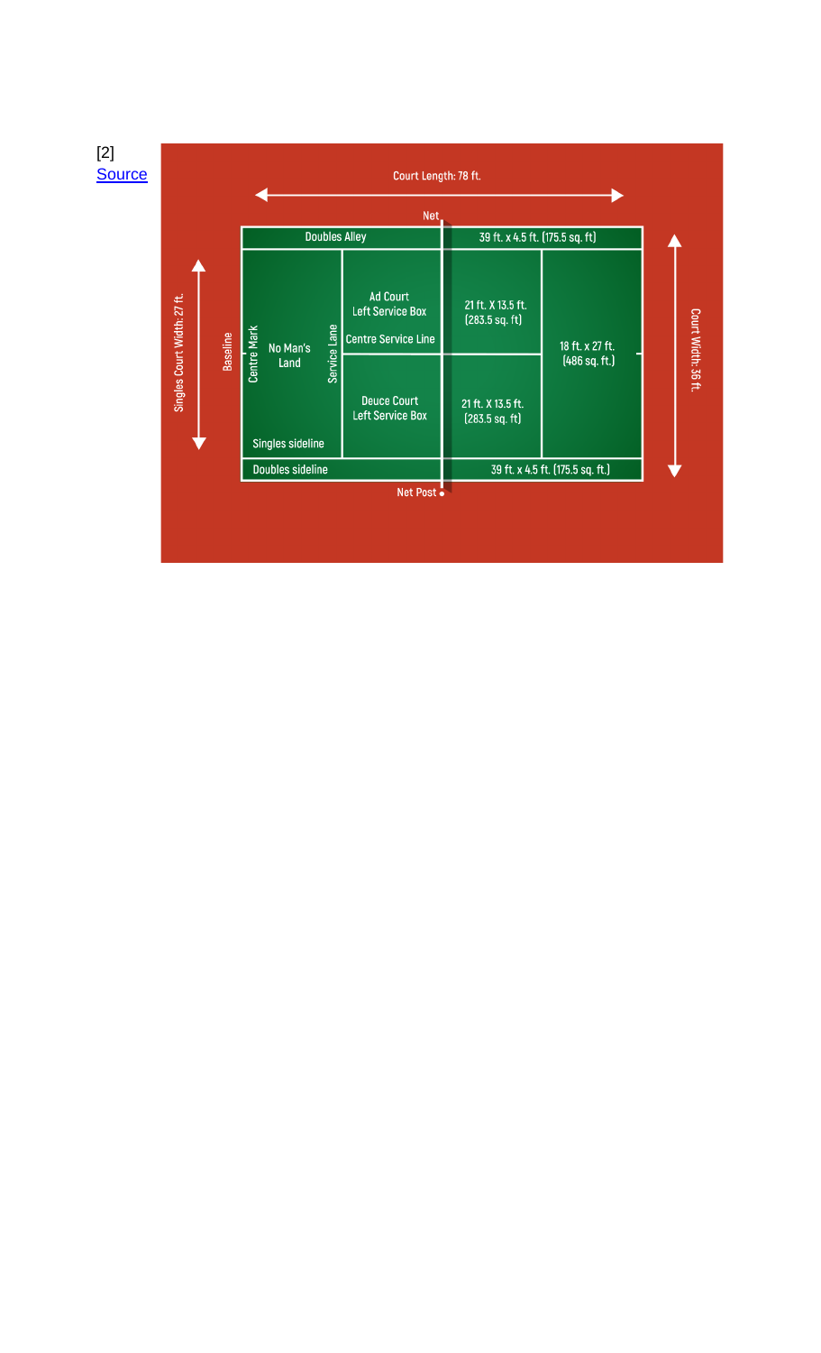[2]
[Source]

Court Length: 78 ft.

Net

Doubles Alley

39 ft. x 4.5 ft. (175.5 sq. ft)

Singles Court Width: 27 ft.

Baseline

Centre Mark

No Man's Land

Service Lane

Ad Court Left Service Box

Centre Service Line

21 ft. X 13.5 ft. (283.5 sq. ft)

18 ft. x 27 ft. (486 sq. ft.)

Court Width: 36 ft.

Deuce Court Left Service Box

21 ft. X 13.5 ft. (283.5 sq. ft)

Singles sideline

Doubles sideline

39 ft. x 4.5 ft. (175.5 sq. ft.)

Net Post